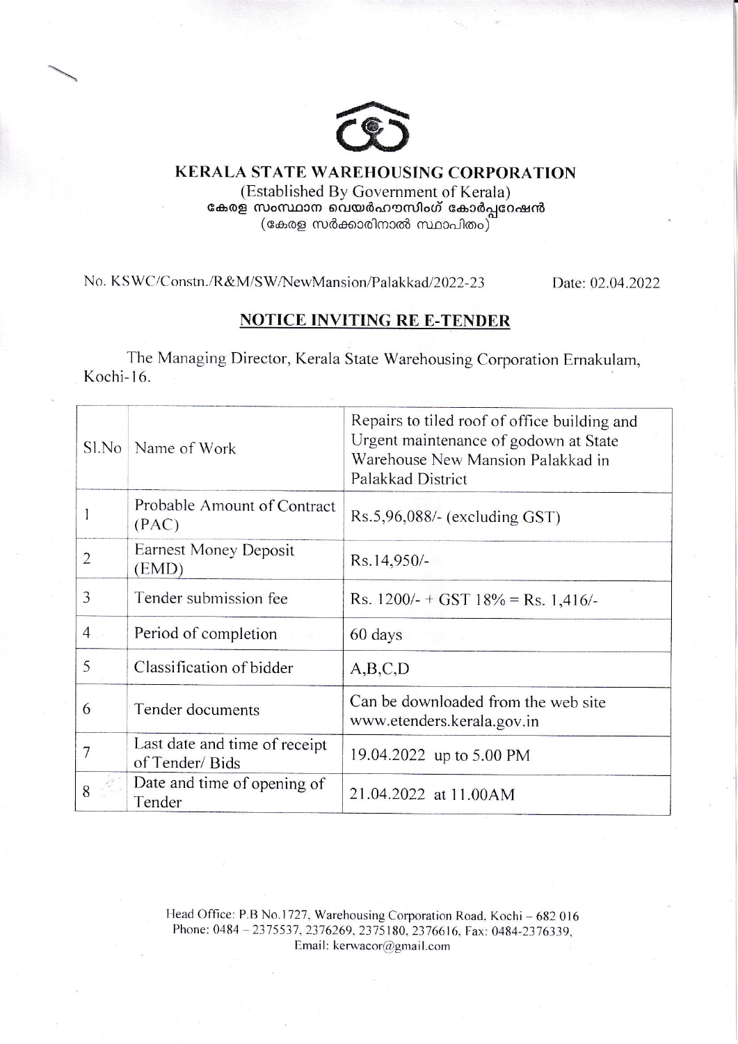# KERALA STATE WAREHOUSING CORPORATION

(Established By Government of Kerala)

കേരള സംസ്ഥാന വെയർഹൗസിംഗ് കോർപ്പറേഷൻ

(കേരള സർക്കാരിനാൽ സ്ഥാപിതം)

No. KSWC/Constn./R&M/SW/NewMansion/Palakkad/2022-23 Date: 02.04.2022

## NOTICE INVITING RE E-TENDER

The Managing Director, Kerala State Warehousing Corporation Ernakulam, Kochi-16.

| Sl.No | Name of Work | Repairs to tiled roof of office building and Urgent maintenance of godown at State Warehouse New Mansion Palakkad in Palakkad District |
|---|---|---|
| 1 | Probable Amount of Contract (PAC) | Rs.5,96,088/- (excluding GST) |
| 2 | Earnest Money Deposit (EMD) | Rs.14,950/- |
| 3 | Tender submission fee | Rs. 1200/- + GST 18% = Rs. 1,416/- |
| 4 | Period of completion | 60 days |
| 5 | Classification of bidder | A,B,C,D |
| 6 | Tender documents | Can be downloaded from the web site www.etenders.kerala.gov.in |
| 7 | Last date and time of receipt of Tender/ Bids | 19.04.2022 up to 5.00 PM |
| 8 | Date and time of opening of Tender | 21.04.2022 at 11.00AM |

Head Office: P.B No.1727, Warehousing Corporation Road, Kochi – 682 016
Phone: 0484 – 2375537, 2376269, 2375180, 2376616, Fax: 0484-2376339,
Email: kerwacor@gmail.com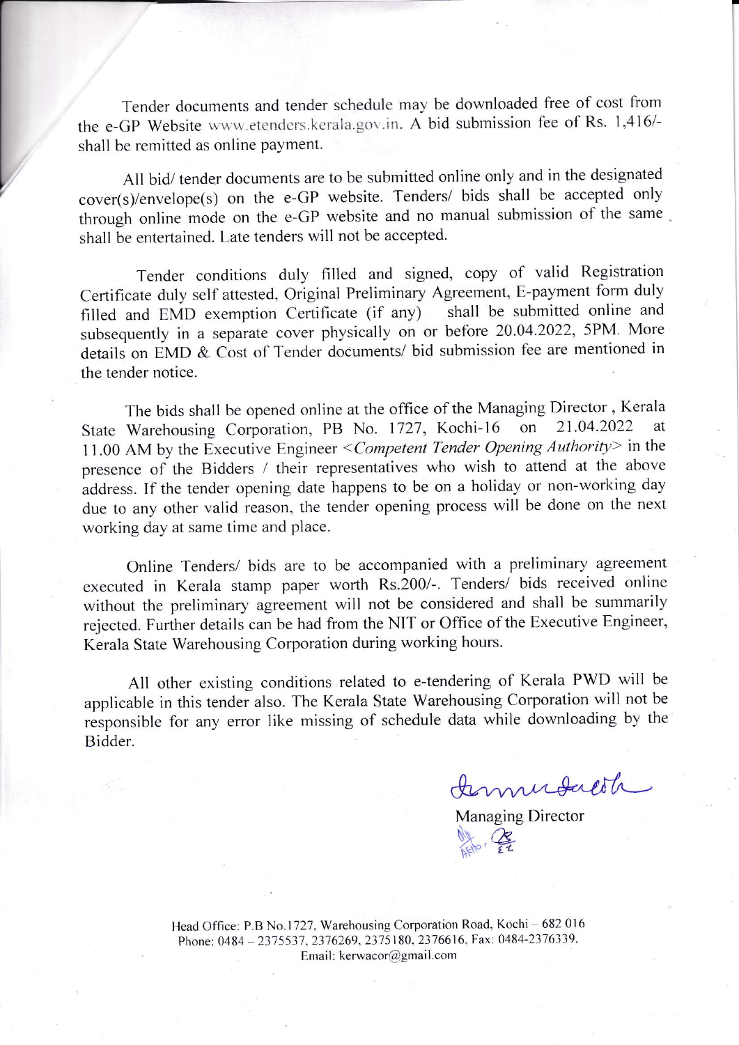Tender documents and tender schedule may be downloaded free of cost from the e-GP Website www.etenders.kerala.gov.in. A bid submission fee of Rs. 1,416/- shall be remitted as online payment.

All bid/ tender documents are to be submitted online only and in the designated cover(s)/envelope(s) on the e-GP website. Tenders/ bids shall be accepted only through online mode on the e-GP website and no manual submission of the same shall be entertained. Late tenders will not be accepted.

Tender conditions duly filled and signed, copy of valid Registration Certificate duly self attested, Original Preliminary Agreement, E-payment form duly filled and EMD exemption Certificate (if any) shall be submitted online and subsequently in a separate cover physically on or before 20.04.2022, 5PM. More details on EMD & Cost of Tender documents/ bid submission fee are mentioned in the tender notice.

The bids shall be opened online at the office of the Managing Director , Kerala State Warehousing Corporation, PB No. 1727, Kochi-16 on 21.04.2022 at 11.00 AM by the Executive Engineer *<Competent Tender Opening Authority>* in the presence of the Bidders / their representatives who wish to attend at the above address. If the tender opening date happens to be on a holiday or non-working day due to any other valid reason, the tender opening process will be done on the next working day at same time and place.

Online Tenders/ bids are to be accompanied with a preliminary agreement executed in Kerala stamp paper worth Rs.200/-. Tenders/ bids received online without the preliminary agreement will not be considered and shall be summarily rejected. Further details can be had from the NIT or Office of the Executive Engineer, Kerala State Warehousing Corporation during working hours.

All other existing conditions related to e-tendering of Kerala PWD will be applicable in this tender also. The Kerala State Warehousing Corporation will not be responsible for any error like missing of schedule data while downloading by the Bidder.

Managing Director

Head Office: P.B No.1727, Warehousing Corporation Road, Kochi – 682 016
Phone: 0484 – 2375537, 2376269, 2375180, 2376616, Fax: 0484-2376339.
Email: kerwacor@gmail.com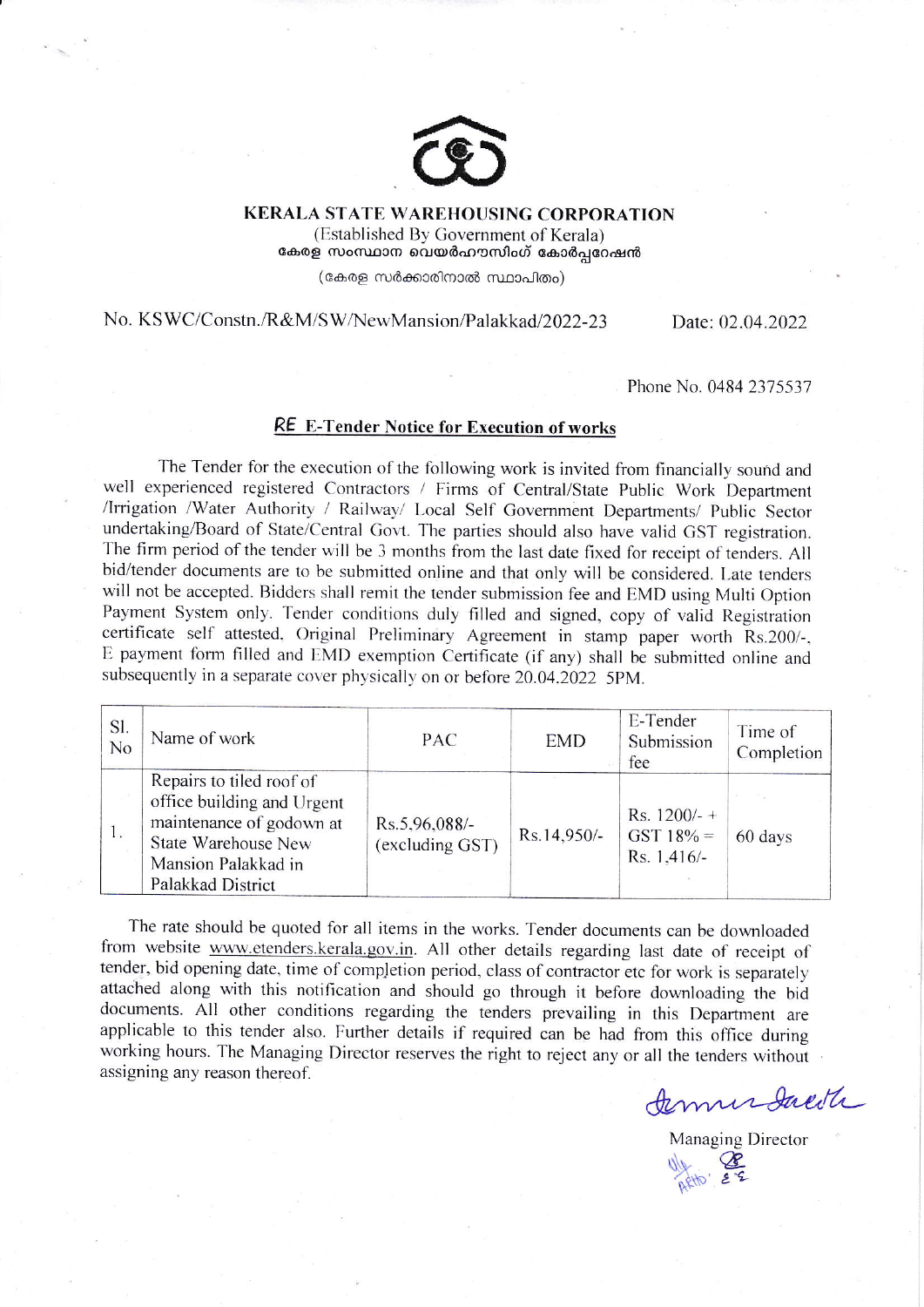**KERALA STATE WAREHOUSING CORPORATION**
(Established By Government of Kerala)
കേരള സംസ്ഥാന വെയർഹൗസിംഗ് കോർപ്പറേഷൻ
(കേരള സർക്കാരിനാൽ സ്ഥാപിതം)

No. KSWC/Constn./R&M/SW/NewMansion/Palakkad/2022-23    Date: 02.04.2022

Phone No. 0484 2375537

## RE E-Tender Notice for Execution of works

The Tender for the execution of the following work is invited from financially sound and well experienced registered Contractors / Firms of Central/State Public Work Department /Irrigation /Water Authority / Railway/ Local Self Government Departments/ Public Sector undertaking/Board of State/Central Govt. The parties should also have valid GST registration. The firm period of the tender will be 3 months from the last date fixed for receipt of tenders. All bid/tender documents are to be submitted online and that only will be considered. Late tenders will not be accepted. Bidders shall remit the tender submission fee and EMD using Multi Option Payment System only. Tender conditions duly filled and signed, copy of valid Registration certificate self attested, Original Preliminary Agreement in stamp paper worth Rs.200/-, E payment form filled and EMD exemption Certificate (if any) shall be submitted online and subsequently in a separate cover physically on or before 20.04.2022 5PM.

| Sl. No | Name of work | PAC | EMD | E-Tender Submission fee | Time of Completion |
|---|---|---|---|---|---|
| 1. | Repairs to tiled roof of office building and Urgent maintenance of godown at State Warehouse New Mansion Palakkad in Palakkad District | Rs.5,96,088/- (excluding GST) | Rs.14,950/- | Rs. 1200/- + GST 18% = Rs. 1,416/- | 60 days |

The rate should be quoted for all items in the works. Tender documents can be downloaded from website www.etenders.kerala.gov.in. All other details regarding last date of receipt of tender, bid opening date, time of completion period, class of contractor etc for work is separately attached along with this notification and should go through it before downloading the bid documents. All other conditions regarding the tenders prevailing in this Department are applicable to this tender also. Further details if required can be had from this office during working hours. The Managing Director reserves the right to reject any or all the tenders without assigning any reason thereof.

Managing Director